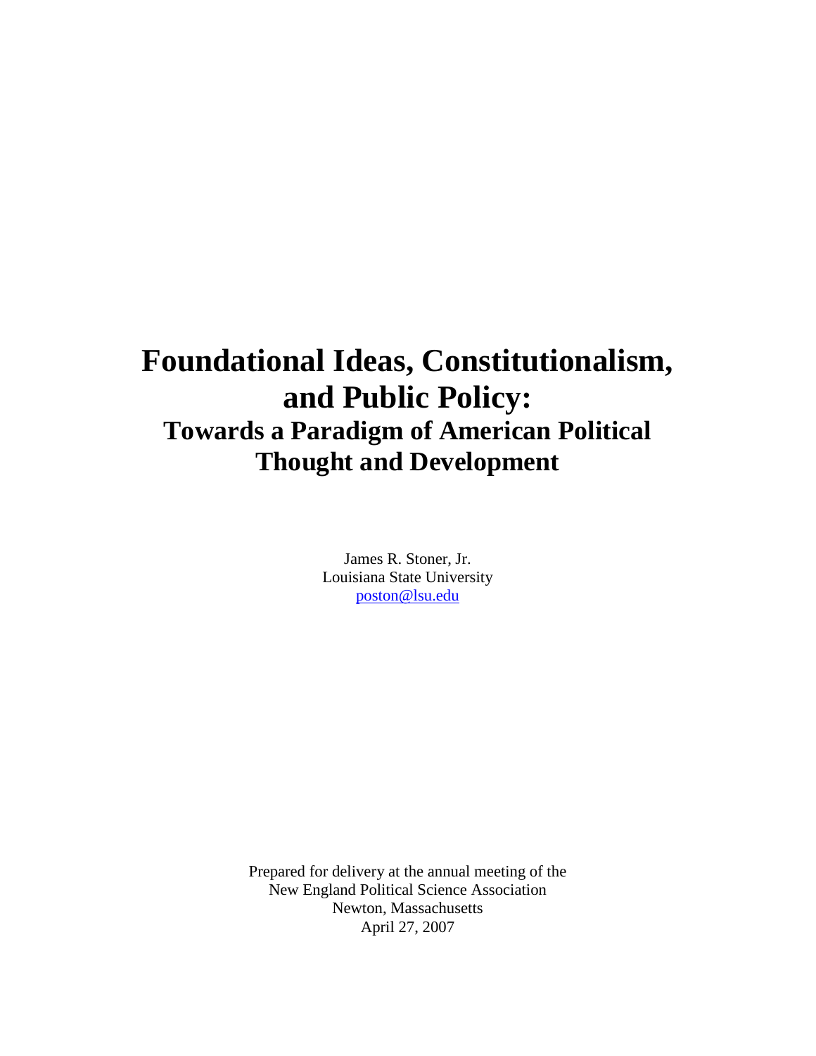# Foundational Ideas, Constitutionalism, and Public Policy:

## Towards a Paradigm of American Political Thought and Development

James R. Stoner, Jr.
Louisiana State University
poston@lsu.edu

Prepared for delivery at the annual meeting of the
New England Political Science Association
Newton, Massachusetts
April 27, 2007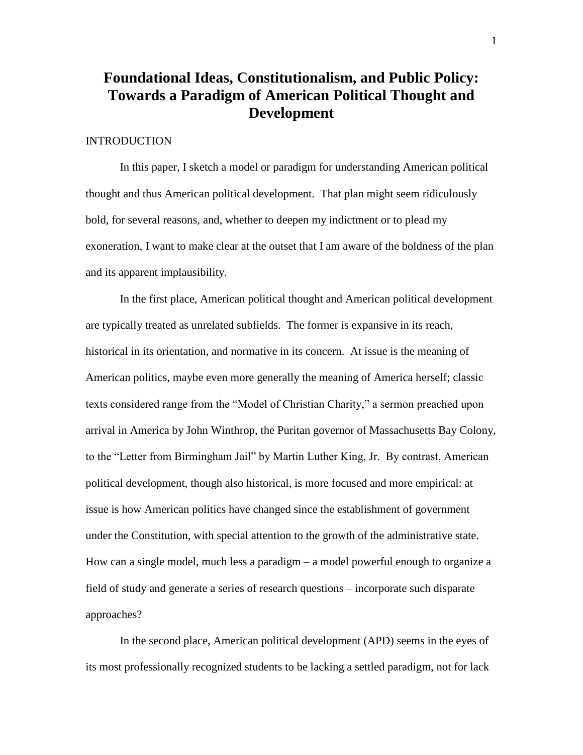# Foundational Ideas, Constitutionalism, and Public Policy: Towards a Paradigm of American Political Thought and Development

INTRODUCTION

In this paper, I sketch a model or paradigm for understanding American political thought and thus American political development. That plan might seem ridiculously bold, for several reasons, and, whether to deepen my indictment or to plead my exoneration, I want to make clear at the outset that I am aware of the boldness of the plan and its apparent implausibility.

In the first place, American political thought and American political development are typically treated as unrelated subfields. The former is expansive in its reach, historical in its orientation, and normative in its concern. At issue is the meaning of American politics, maybe even more generally the meaning of America herself; classic texts considered range from the "Model of Christian Charity," a sermon preached upon arrival in America by John Winthrop, the Puritan governor of Massachusetts Bay Colony, to the "Letter from Birmingham Jail" by Martin Luther King, Jr. By contrast, American political development, though also historical, is more focused and more empirical: at issue is how American politics have changed since the establishment of government under the Constitution, with special attention to the growth of the administrative state. How can a single model, much less a paradigm – a model powerful enough to organize a field of study and generate a series of research questions – incorporate such disparate approaches?

In the second place, American political development (APD) seems in the eyes of its most professionally recognized students to be lacking a settled paradigm, not for lack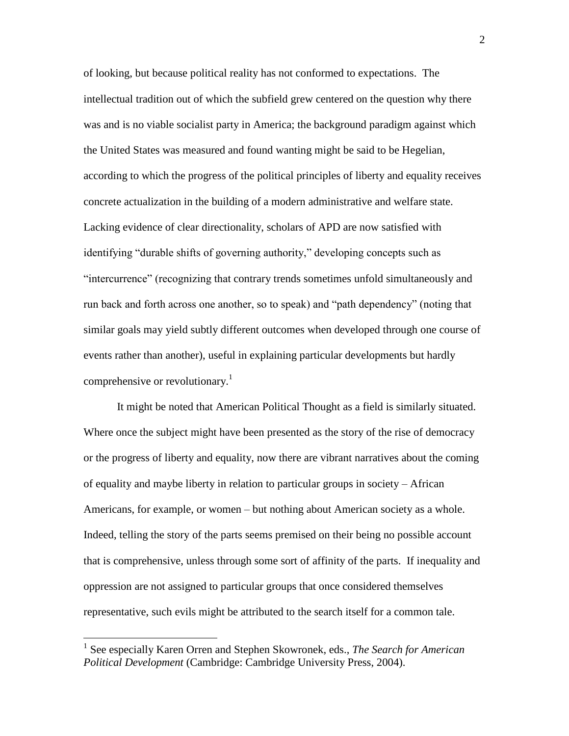of looking, but because political reality has not conformed to expectations. The intellectual tradition out of which the subfield grew centered on the question why there was and is no viable socialist party in America; the background paradigm against which the United States was measured and found wanting might be said to be Hegelian, according to which the progress of the political principles of liberty and equality receives concrete actualization in the building of a modern administrative and welfare state. Lacking evidence of clear directionality, scholars of APD are now satisfied with identifying "durable shifts of governing authority," developing concepts such as "intercurrence" (recognizing that contrary trends sometimes unfold simultaneously and run back and forth across one another, so to speak) and "path dependency" (noting that similar goals may yield subtly different outcomes when developed through one course of events rather than another), useful in explaining particular developments but hardly comprehensive or revolutionary.[1]

It might be noted that American Political Thought as a field is similarly situated. Where once the subject might have been presented as the story of the rise of democracy or the progress of liberty and equality, now there are vibrant narratives about the coming of equality and maybe liberty in relation to particular groups in society – African Americans, for example, or women – but nothing about American society as a whole. Indeed, telling the story of the parts seems premised on their being no possible account that is comprehensive, unless through some sort of affinity of the parts. If inequality and oppression are not assigned to particular groups that once considered themselves representative, such evils might be attributed to the search itself for a common tale.

---

[1] See especially Karen Orren and Stephen Skowronek, eds., *The Search for American Political Development* (Cambridge: Cambridge University Press, 2004).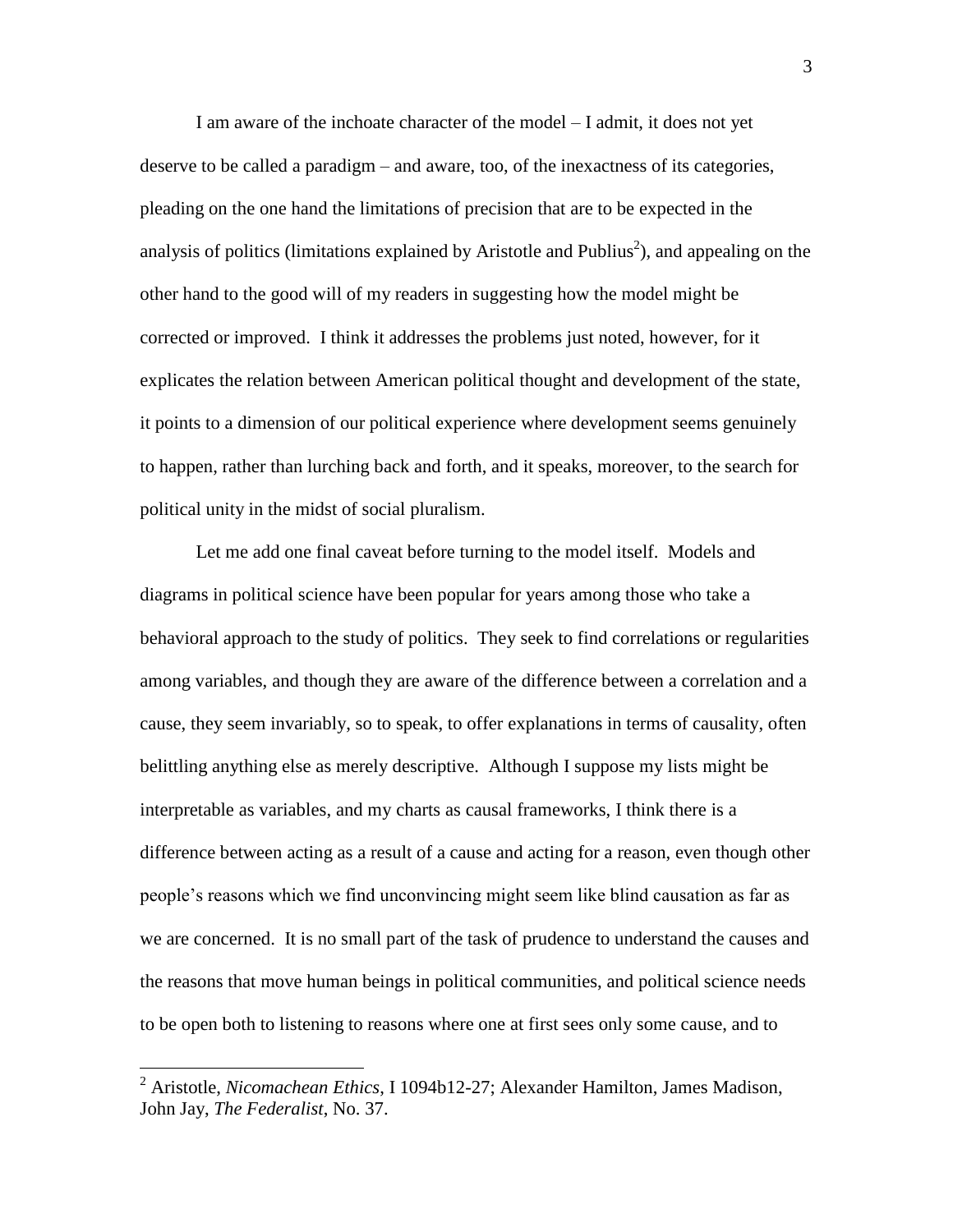I am aware of the inchoate character of the model – I admit, it does not yet deserve to be called a paradigm – and aware, too, of the inexactness of its categories, pleading on the one hand the limitations of precision that are to be expected in the analysis of politics (limitations explained by Aristotle and Publius[2]), and appealing on the other hand to the good will of my readers in suggesting how the model might be corrected or improved. I think it addresses the problems just noted, however, for it explicates the relation between American political thought and development of the state, it points to a dimension of our political experience where development seems genuinely to happen, rather than lurching back and forth, and it speaks, moreover, to the search for political unity in the midst of social pluralism.

Let me add one final caveat before turning to the model itself. Models and diagrams in political science have been popular for years among those who take a behavioral approach to the study of politics. They seek to find correlations or regularities among variables, and though they are aware of the difference between a correlation and a cause, they seem invariably, so to speak, to offer explanations in terms of causality, often belittling anything else as merely descriptive. Although I suppose my lists might be interpretable as variables, and my charts as causal frameworks, I think there is a difference between acting as a result of a cause and acting for a reason, even though other people's reasons which we find unconvincing might seem like blind causation as far as we are concerned. It is no small part of the task of prudence to understand the causes and the reasons that move human beings in political communities, and political science needs to be open both to listening to reasons where one at first sees only some cause, and to

---

[2] Aristotle, *Nicomachean Ethics*, I 1094b12-27; Alexander Hamilton, James Madison, John Jay, *The Federalist*, No. 37.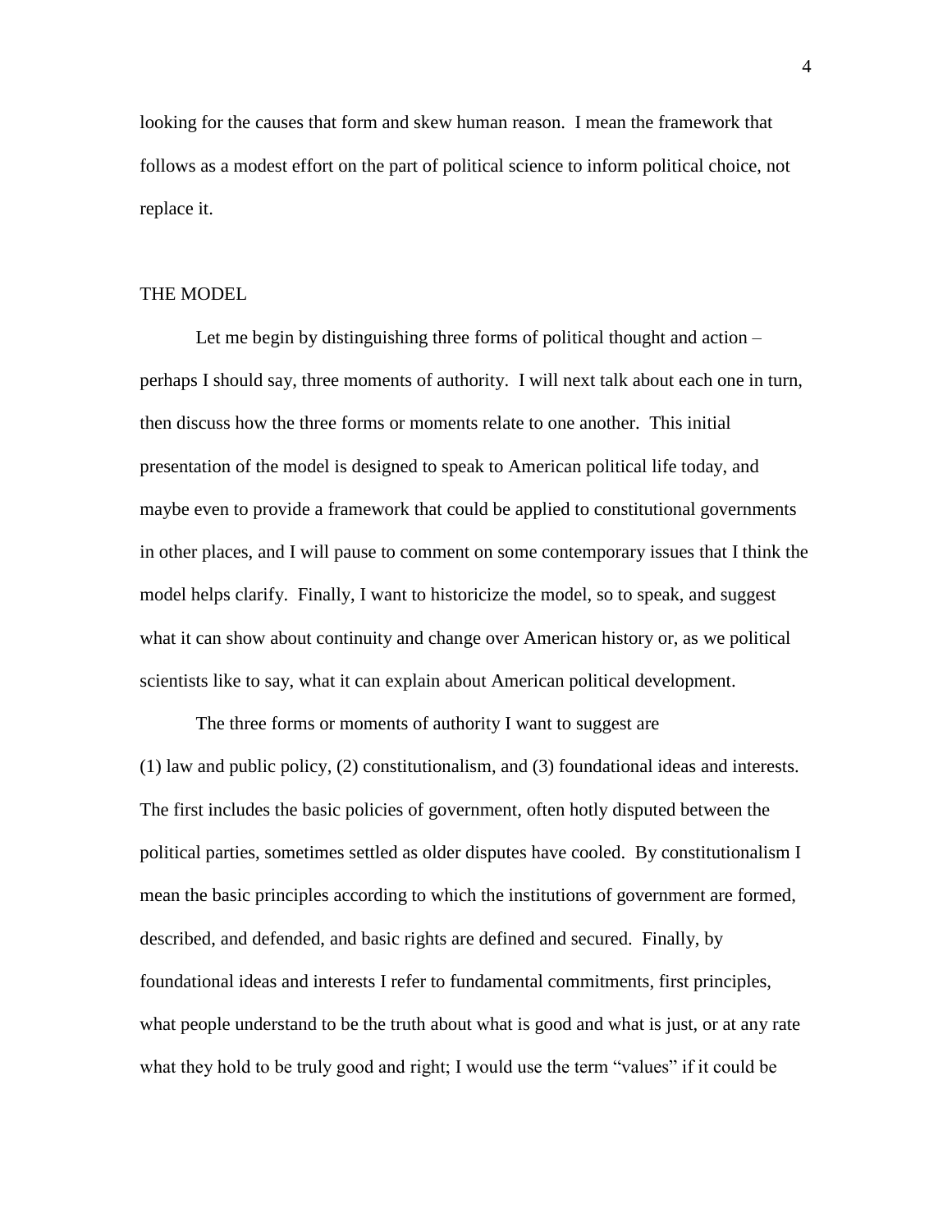looking for the causes that form and skew human reason. I mean the framework that follows as a modest effort on the part of political science to inform political choice, not replace it.

## THE MODEL

Let me begin by distinguishing three forms of political thought and action – perhaps I should say, three moments of authority. I will next talk about each one in turn, then discuss how the three forms or moments relate to one another. This initial presentation of the model is designed to speak to American political life today, and maybe even to provide a framework that could be applied to constitutional governments in other places, and I will pause to comment on some contemporary issues that I think the model helps clarify. Finally, I want to historicize the model, so to speak, and suggest what it can show about continuity and change over American history or, as we political scientists like to say, what it can explain about American political development.

The three forms or moments of authority I want to suggest are (1) law and public policy, (2) constitutionalism, and (3) foundational ideas and interests. The first includes the basic policies of government, often hotly disputed between the political parties, sometimes settled as older disputes have cooled. By constitutionalism I mean the basic principles according to which the institutions of government are formed, described, and defended, and basic rights are defined and secured. Finally, by foundational ideas and interests I refer to fundamental commitments, first principles, what people understand to be the truth about what is good and what is just, or at any rate what they hold to be truly good and right; I would use the term "values" if it could be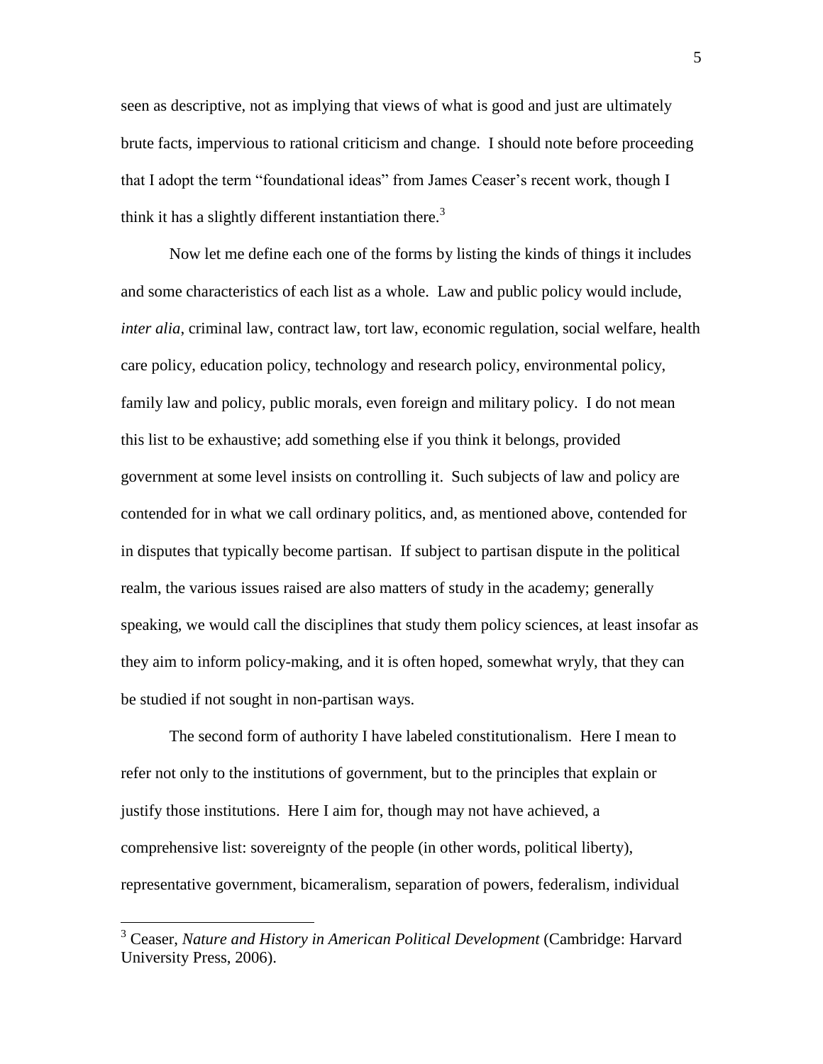seen as descriptive, not as implying that views of what is good and just are ultimately brute facts, impervious to rational criticism and change. I should note before proceeding that I adopt the term "foundational ideas" from James Ceaser's recent work, though I think it has a slightly different instantiation there.[3]

Now let me define each one of the forms by listing the kinds of things it includes and some characteristics of each list as a whole. Law and public policy would include, *inter alia*, criminal law, contract law, tort law, economic regulation, social welfare, health care policy, education policy, technology and research policy, environmental policy, family law and policy, public morals, even foreign and military policy. I do not mean this list to be exhaustive; add something else if you think it belongs, provided government at some level insists on controlling it. Such subjects of law and policy are contended for in what we call ordinary politics, and, as mentioned above, contended for in disputes that typically become partisan. If subject to partisan dispute in the political realm, the various issues raised are also matters of study in the academy; generally speaking, we would call the disciplines that study them policy sciences, at least insofar as they aim to inform policy-making, and it is often hoped, somewhat wryly, that they can be studied if not sought in non-partisan ways.

The second form of authority I have labeled constitutionalism. Here I mean to refer not only to the institutions of government, but to the principles that explain or justify those institutions. Here I aim for, though may not have achieved, a comprehensive list: sovereignty of the people (in other words, political liberty), representative government, bicameralism, separation of powers, federalism, individual

---

[3] Ceaser, *Nature and History in American Political Development* (Cambridge: Harvard University Press, 2006).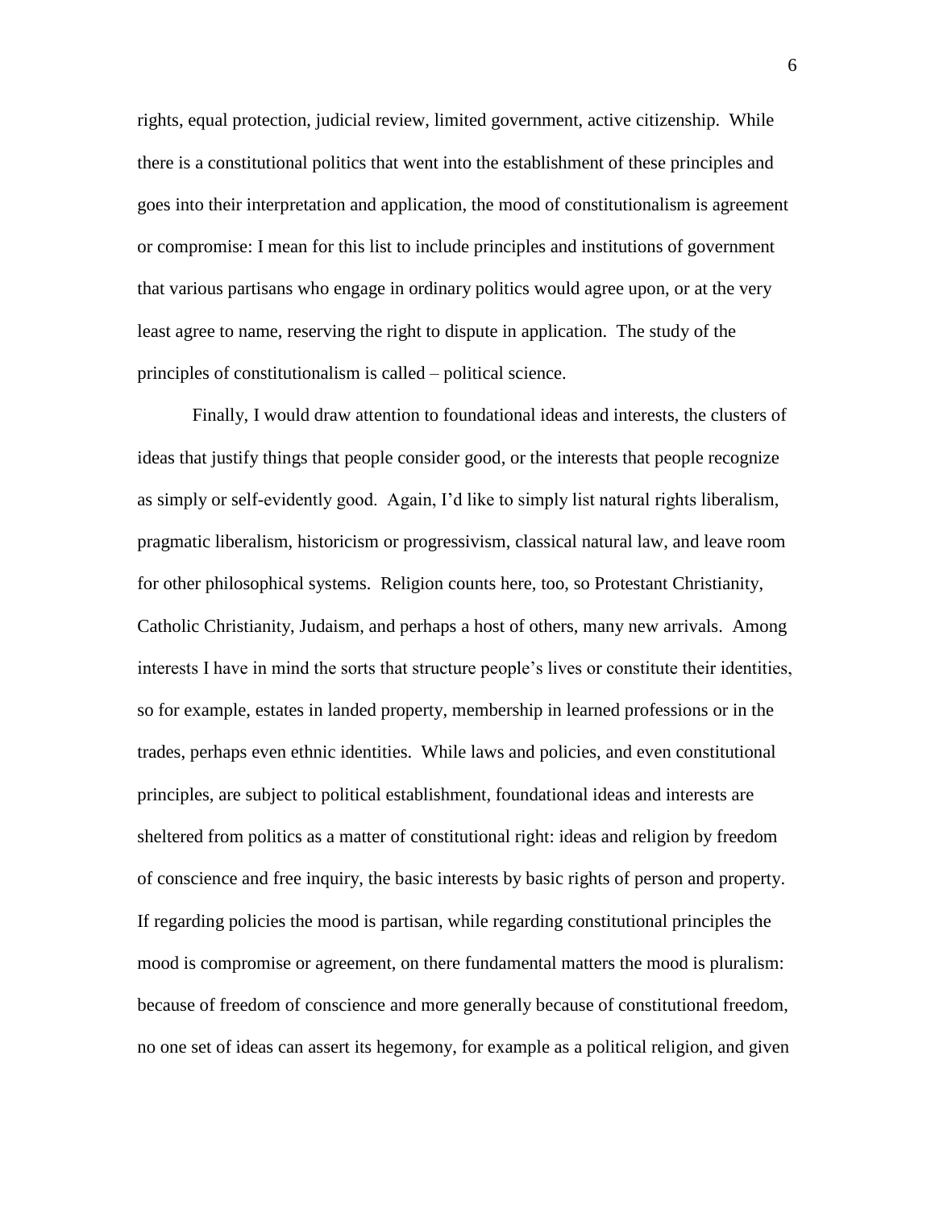rights, equal protection, judicial review, limited government, active citizenship. While there is a constitutional politics that went into the establishment of these principles and goes into their interpretation and application, the mood of constitutionalism is agreement or compromise: I mean for this list to include principles and institutions of government that various partisans who engage in ordinary politics would agree upon, or at the very least agree to name, reserving the right to dispute in application. The study of the principles of constitutionalism is called – political science.

Finally, I would draw attention to foundational ideas and interests, the clusters of ideas that justify things that people consider good, or the interests that people recognize as simply or self-evidently good. Again, I'd like to simply list natural rights liberalism, pragmatic liberalism, historicism or progressivism, classical natural law, and leave room for other philosophical systems. Religion counts here, too, so Protestant Christianity, Catholic Christianity, Judaism, and perhaps a host of others, many new arrivals. Among interests I have in mind the sorts that structure people's lives or constitute their identities, so for example, estates in landed property, membership in learned professions or in the trades, perhaps even ethnic identities. While laws and policies, and even constitutional principles, are subject to political establishment, foundational ideas and interests are sheltered from politics as a matter of constitutional right: ideas and religion by freedom of conscience and free inquiry, the basic interests by basic rights of person and property. If regarding policies the mood is partisan, while regarding constitutional principles the mood is compromise or agreement, on there fundamental matters the mood is pluralism: because of freedom of conscience and more generally because of constitutional freedom, no one set of ideas can assert its hegemony, for example as a political religion, and given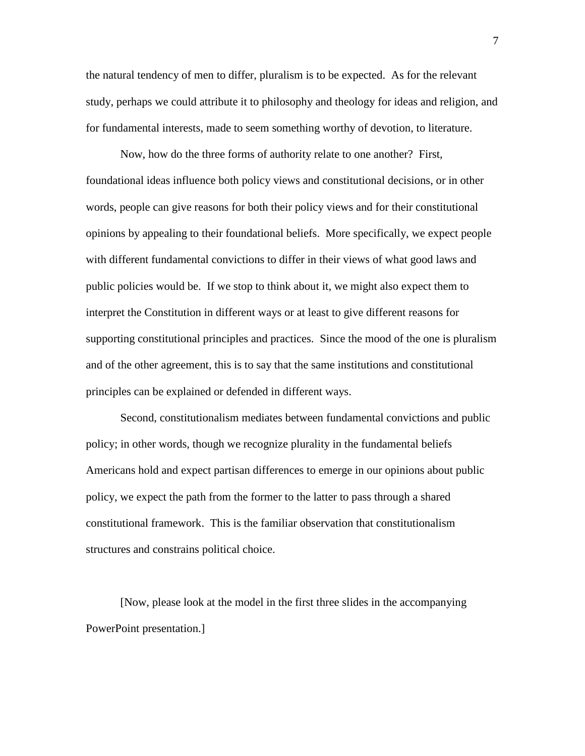the natural tendency of men to differ, pluralism is to be expected. As for the relevant study, perhaps we could attribute it to philosophy and theology for ideas and religion, and for fundamental interests, made to seem something worthy of devotion, to literature.

Now, how do the three forms of authority relate to one another? First, foundational ideas influence both policy views and constitutional decisions, or in other words, people can give reasons for both their policy views and for their constitutional opinions by appealing to their foundational beliefs. More specifically, we expect people with different fundamental convictions to differ in their views of what good laws and public policies would be. If we stop to think about it, we might also expect them to interpret the Constitution in different ways or at least to give different reasons for supporting constitutional principles and practices. Since the mood of the one is pluralism and of the other agreement, this is to say that the same institutions and constitutional principles can be explained or defended in different ways.

Second, constitutionalism mediates between fundamental convictions and public policy; in other words, though we recognize plurality in the fundamental beliefs Americans hold and expect partisan differences to emerge in our opinions about public policy, we expect the path from the former to the latter to pass through a shared constitutional framework. This is the familiar observation that constitutionalism structures and constrains political choice.

[Now, please look at the model in the first three slides in the accompanying PowerPoint presentation.]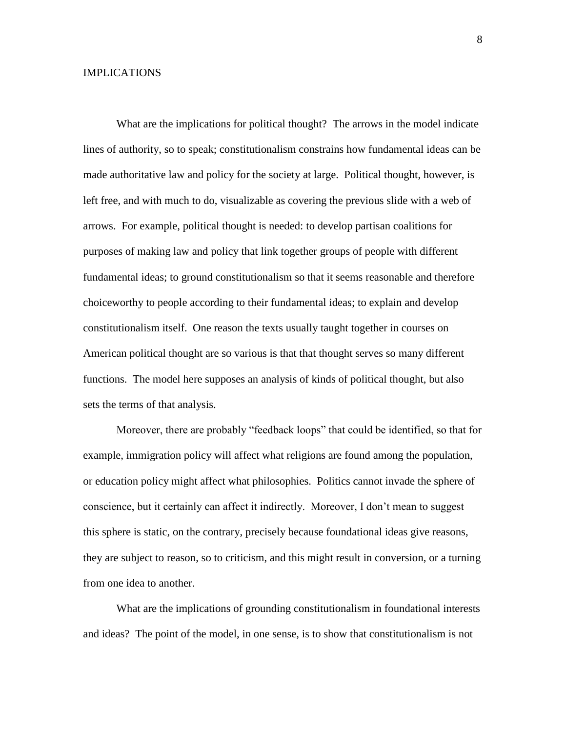## IMPLICATIONS

What are the implications for political thought? The arrows in the model indicate lines of authority, so to speak; constitutionalism constrains how fundamental ideas can be made authoritative law and policy for the society at large. Political thought, however, is left free, and with much to do, visualizable as covering the previous slide with a web of arrows. For example, political thought is needed: to develop partisan coalitions for purposes of making law and policy that link together groups of people with different fundamental ideas; to ground constitutionalism so that it seems reasonable and therefore choiceworthy to people according to their fundamental ideas; to explain and develop constitutionalism itself. One reason the texts usually taught together in courses on American political thought are so various is that that thought serves so many different functions. The model here supposes an analysis of kinds of political thought, but also sets the terms of that analysis.

Moreover, there are probably "feedback loops" that could be identified, so that for example, immigration policy will affect what religions are found among the population, or education policy might affect what philosophies. Politics cannot invade the sphere of conscience, but it certainly can affect it indirectly. Moreover, I don't mean to suggest this sphere is static, on the contrary, precisely because foundational ideas give reasons, they are subject to reason, so to criticism, and this might result in conversion, or a turning from one idea to another.

What are the implications of grounding constitutionalism in foundational interests and ideas? The point of the model, in one sense, is to show that constitutionalism is not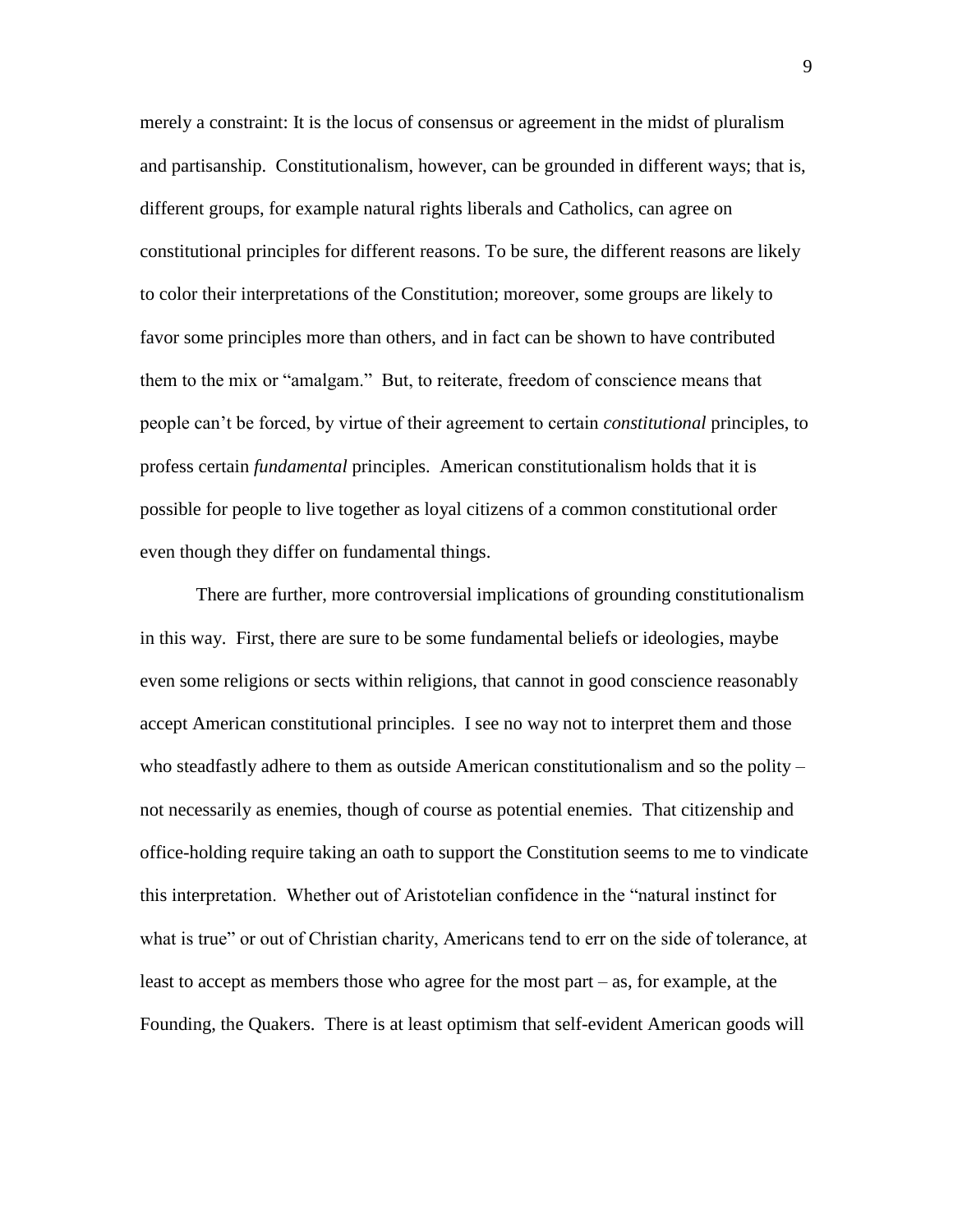merely a constraint: It is the locus of consensus or agreement in the midst of pluralism and partisanship. Constitutionalism, however, can be grounded in different ways; that is, different groups, for example natural rights liberals and Catholics, can agree on constitutional principles for different reasons. To be sure, the different reasons are likely to color their interpretations of the Constitution; moreover, some groups are likely to favor some principles more than others, and in fact can be shown to have contributed them to the mix or "amalgam." But, to reiterate, freedom of conscience means that people can't be forced, by virtue of their agreement to certain *constitutional* principles, to profess certain *fundamental* principles. American constitutionalism holds that it is possible for people to live together as loyal citizens of a common constitutional order even though they differ on fundamental things.

There are further, more controversial implications of grounding constitutionalism in this way. First, there are sure to be some fundamental beliefs or ideologies, maybe even some religions or sects within religions, that cannot in good conscience reasonably accept American constitutional principles. I see no way not to interpret them and those who steadfastly adhere to them as outside American constitutionalism and so the polity – not necessarily as enemies, though of course as potential enemies. That citizenship and office-holding require taking an oath to support the Constitution seems to me to vindicate this interpretation. Whether out of Aristotelian confidence in the "natural instinct for what is true" or out of Christian charity, Americans tend to err on the side of tolerance, at least to accept as members those who agree for the most part – as, for example, at the Founding, the Quakers. There is at least optimism that self-evident American goods will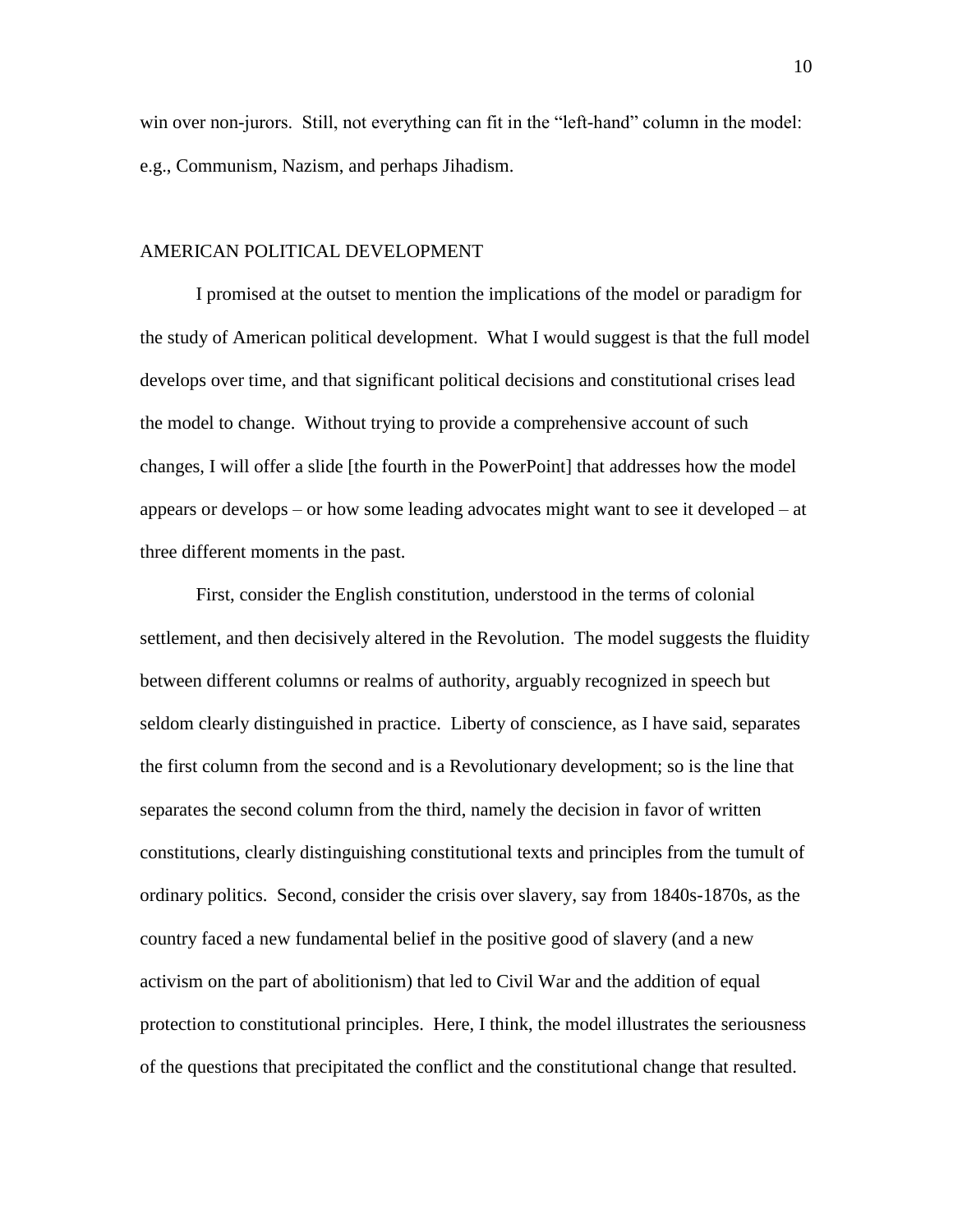win over non-jurors. Still, not everything can fit in the "left-hand" column in the model: e.g., Communism, Nazism, and perhaps Jihadism.

## AMERICAN POLITICAL DEVELOPMENT

I promised at the outset to mention the implications of the model or paradigm for the study of American political development. What I would suggest is that the full model develops over time, and that significant political decisions and constitutional crises lead the model to change. Without trying to provide a comprehensive account of such changes, I will offer a slide [the fourth in the PowerPoint] that addresses how the model appears or develops – or how some leading advocates might want to see it developed – at three different moments in the past.

First, consider the English constitution, understood in the terms of colonial settlement, and then decisively altered in the Revolution. The model suggests the fluidity between different columns or realms of authority, arguably recognized in speech but seldom clearly distinguished in practice. Liberty of conscience, as I have said, separates the first column from the second and is a Revolutionary development; so is the line that separates the second column from the third, namely the decision in favor of written constitutions, clearly distinguishing constitutional texts and principles from the tumult of ordinary politics. Second, consider the crisis over slavery, say from 1840s-1870s, as the country faced a new fundamental belief in the positive good of slavery (and a new activism on the part of abolitionism) that led to Civil War and the addition of equal protection to constitutional principles. Here, I think, the model illustrates the seriousness of the questions that precipitated the conflict and the constitutional change that resulted.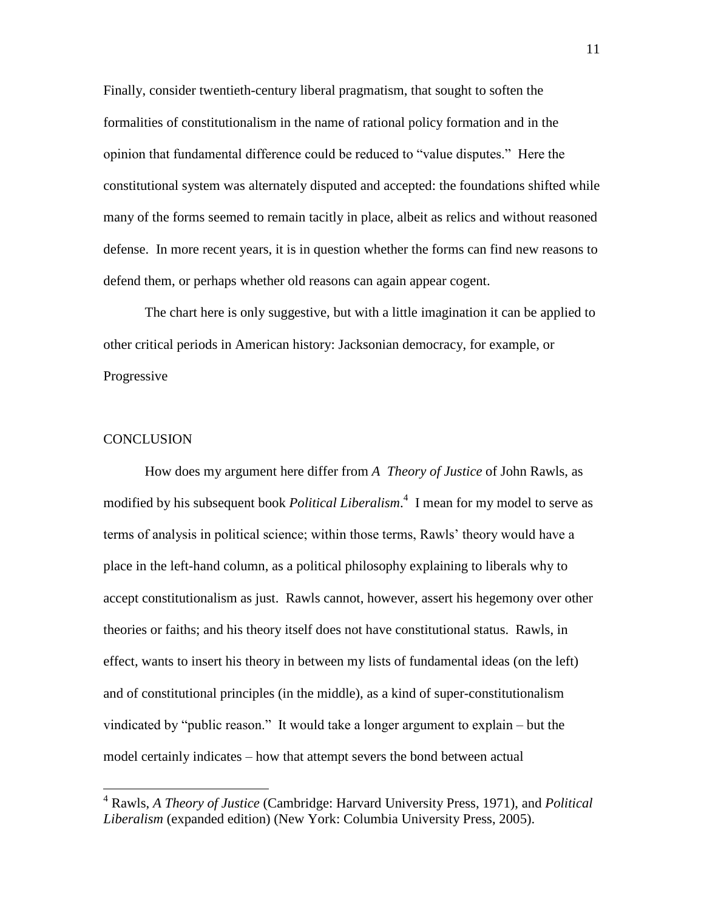Finally, consider twentieth-century liberal pragmatism, that sought to soften the formalities of constitutionalism in the name of rational policy formation and in the opinion that fundamental difference could be reduced to "value disputes." Here the constitutional system was alternately disputed and accepted: the foundations shifted while many of the forms seemed to remain tacitly in place, albeit as relics and without reasoned defense. In more recent years, it is in question whether the forms can find new reasons to defend them, or perhaps whether old reasons can again appear cogent.

The chart here is only suggestive, but with a little imagination it can be applied to other critical periods in American history: Jacksonian democracy, for example, or Progressive

## CONCLUSION

How does my argument here differ from *A Theory of Justice* of John Rawls, as modified by his subsequent book *Political Liberalism*.[4] I mean for my model to serve as terms of analysis in political science; within those terms, Rawls' theory would have a place in the left-hand column, as a political philosophy explaining to liberals why to accept constitutionalism as just. Rawls cannot, however, assert his hegemony over other theories or faiths; and his theory itself does not have constitutional status. Rawls, in effect, wants to insert his theory in between my lists of fundamental ideas (on the left) and of constitutional principles (in the middle), as a kind of super-constitutionalism vindicated by "public reason." It would take a longer argument to explain – but the model certainly indicates – how that attempt severs the bond between actual

[4] Rawls, *A Theory of Justice* (Cambridge: Harvard University Press, 1971), and *Political Liberalism* (expanded edition) (New York: Columbia University Press, 2005).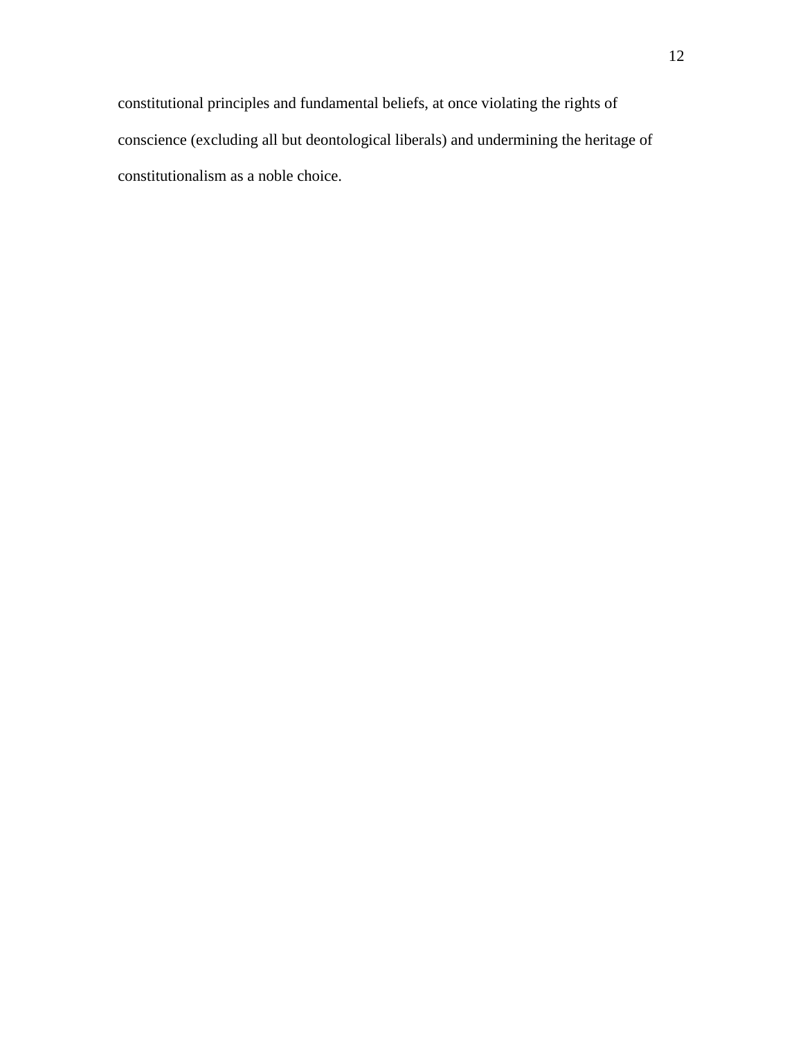constitutional principles and fundamental beliefs, at once violating the rights of conscience (excluding all but deontological liberals) and undermining the heritage of constitutionalism as a noble choice.